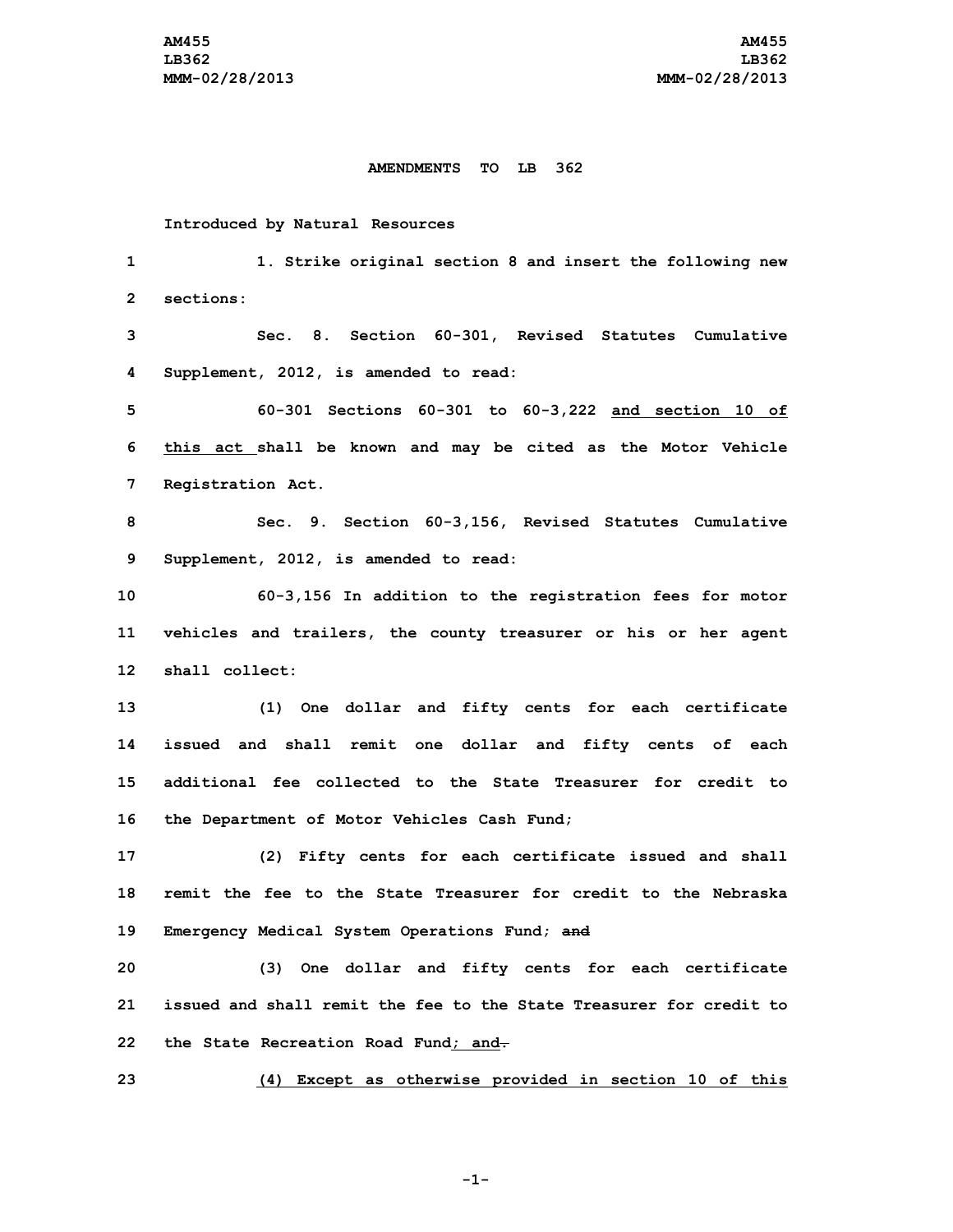**AMENDMENTS TO LB 362**

**Introduced by Natural Resources**

1. Strike original section 8 and insert the following new sections:

Sec. 8. Section 60-301, Revised Statutes Cumulative Supplement, 2012, is amended to read:

60-301 Sections 60-301 to 60-3,222 <u>and section 10 of this act</u> shall be known and may be cited as the Motor Vehicle Registration Act.

Sec. 9. Section 60-3,156, Revised Statutes Cumulative Supplement, 2012, is amended to read:

60-3,156 In addition to the registration fees for motor vehicles and trailers, the county treasurer or his or her agent shall collect:

(1) One dollar and fifty cents for each certificate issued and shall remit one dollar and fifty cents of each additional fee collected to the State Treasurer for credit to the Department of Motor Vehicles Cash Fund;

(2) Fifty cents for each certificate issued and shall remit the fee to the State Treasurer for credit to the Nebraska Emergency Medical System Operations Fund; ~~and~~

(3) One dollar and fifty cents for each certificate issued and shall remit the fee to the State Treasurer for credit to the State Recreation Road Fund<u>; and</u>~~.~~

<u>(4) Except as otherwise provided in section 10 of this</u>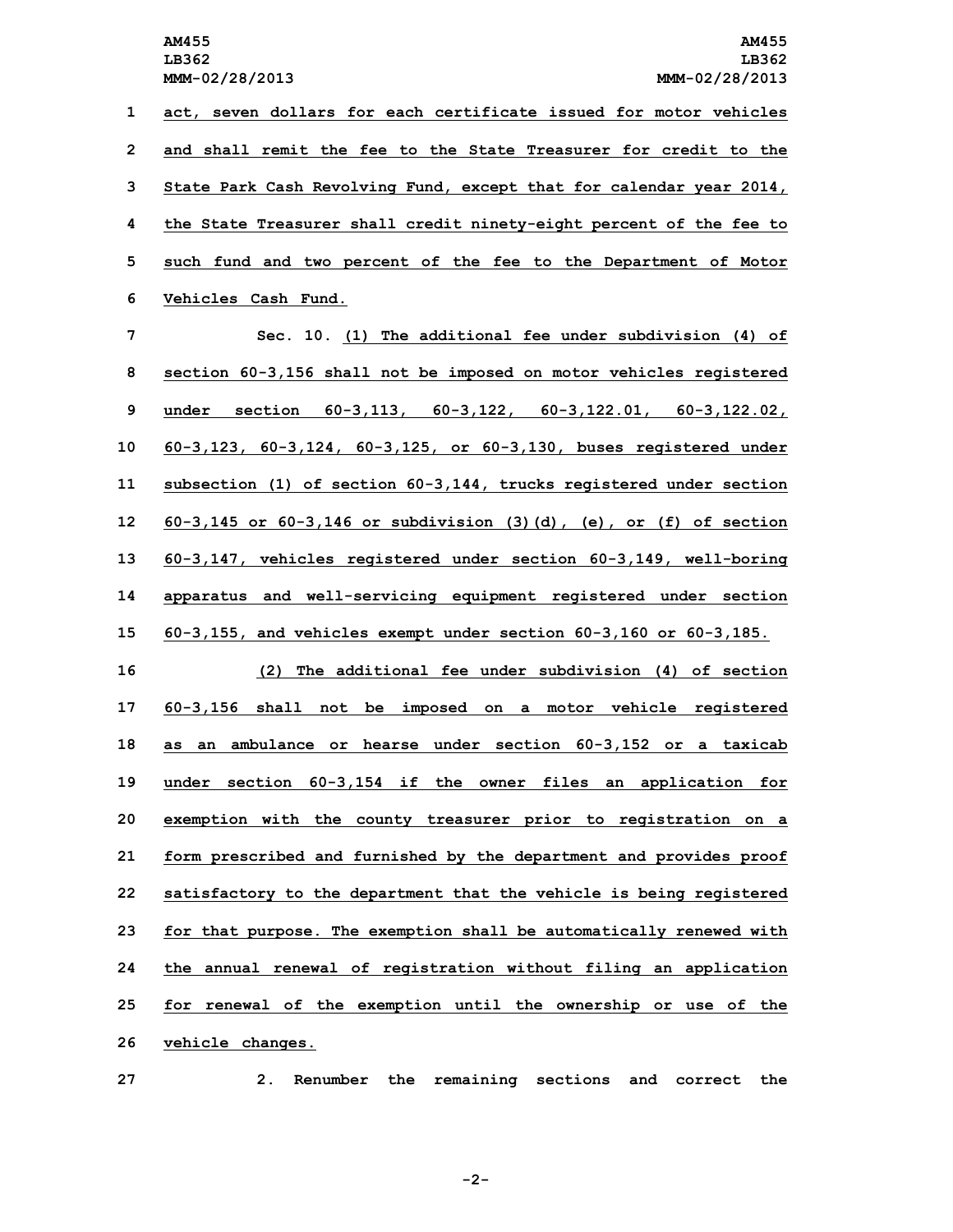act, seven dollars for each certificate issued for motor vehicles and shall remit the fee to the State Treasurer for credit to the State Park Cash Revolving Fund, except that for calendar year 2014, the State Treasurer shall credit ninety-eight percent of the fee to such fund and two percent of the fee to the Department of Motor Vehicles Cash Fund.

Sec. 10. (1) The additional fee under subdivision (4) of section 60-3,156 shall not be imposed on motor vehicles registered under section 60-3,113, 60-3,122, 60-3,122.01, 60-3,122.02, 60-3,123, 60-3,124, 60-3,125, or 60-3,130, buses registered under subsection (1) of section 60-3,144, trucks registered under section 60-3,145 or 60-3,146 or subdivision (3)(d), (e), or (f) of section 60-3,147, vehicles registered under section 60-3,149, well-boring apparatus and well-servicing equipment registered under section 60-3,155, and vehicles exempt under section 60-3,160 or 60-3,185.

(2) The additional fee under subdivision (4) of section 60-3,156 shall not be imposed on a motor vehicle registered as an ambulance or hearse under section 60-3,152 or a taxicab under section 60-3,154 if the owner files an application for exemption with the county treasurer prior to registration on a form prescribed and furnished by the department and provides proof satisfactory to the department that the vehicle is being registered for that purpose. The exemption shall be automatically renewed with the annual renewal of registration without filing an application for renewal of the exemption until the ownership or use of the vehicle changes.

**2. Renumber the remaining sections and correct the**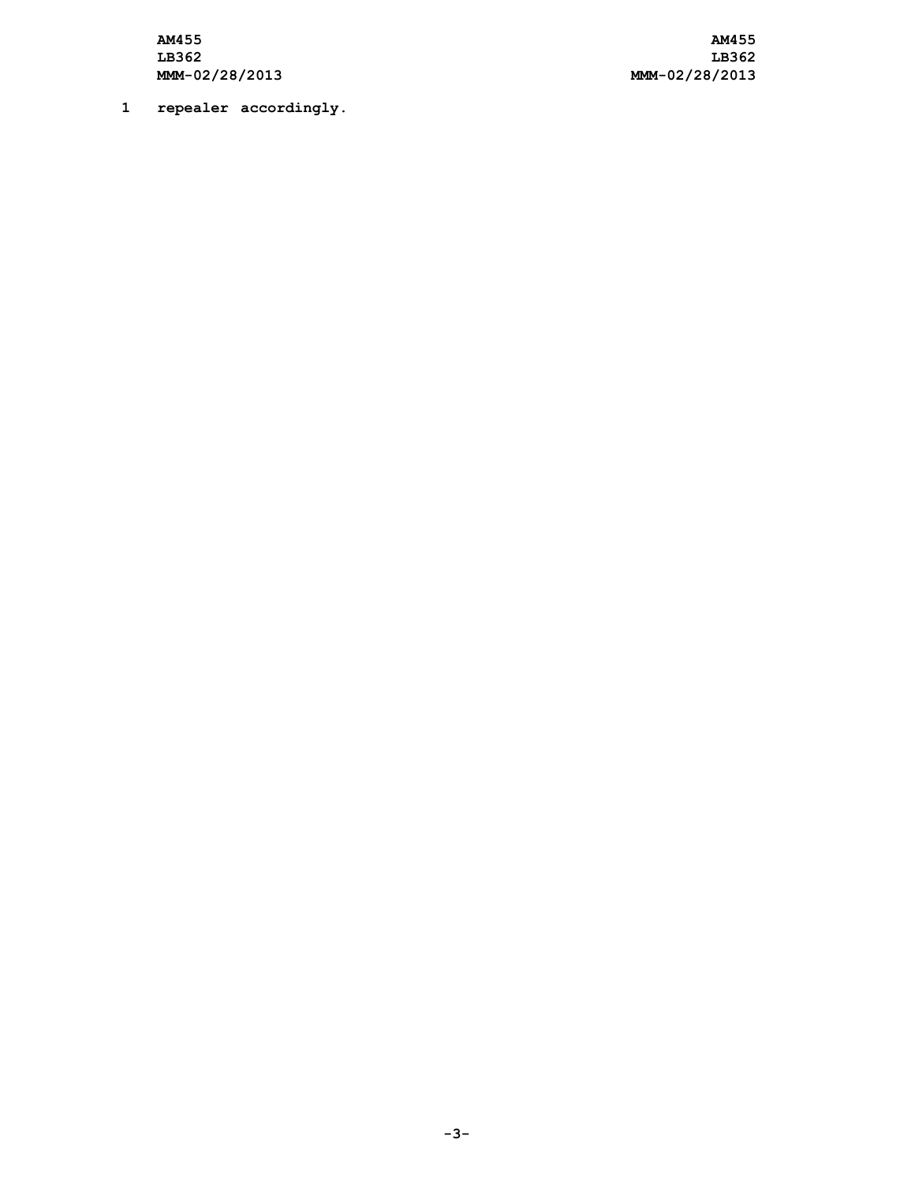1 repealer accordingly.